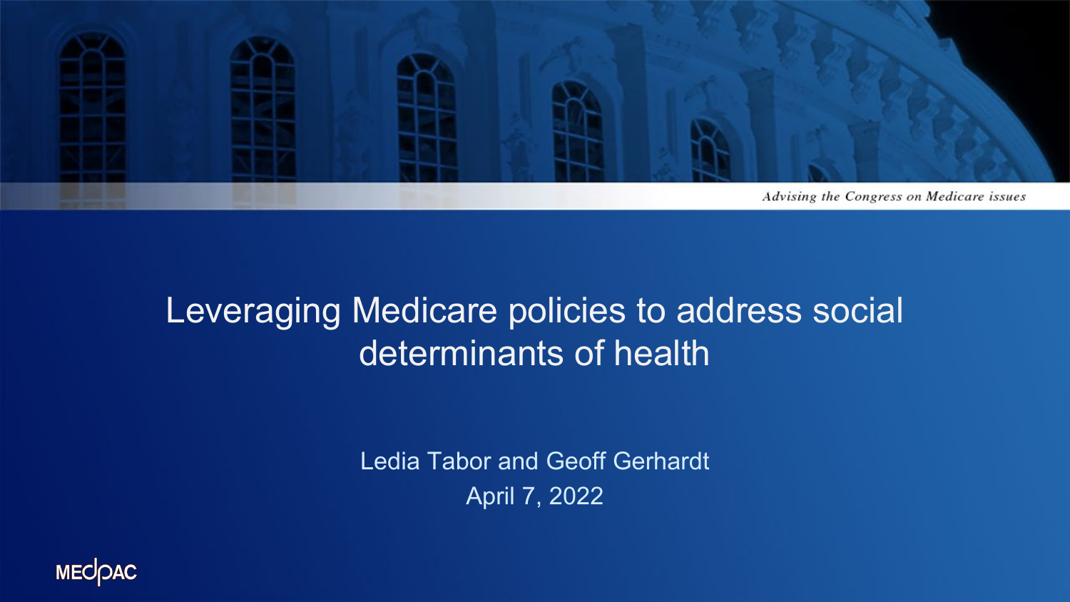*Advising the Congress on Medicare issues*

# Leveraging Medicare policies to address social determinants of health

Ledia Tabor and Geoff Gerhardt

April 7, 2022

MEDPAC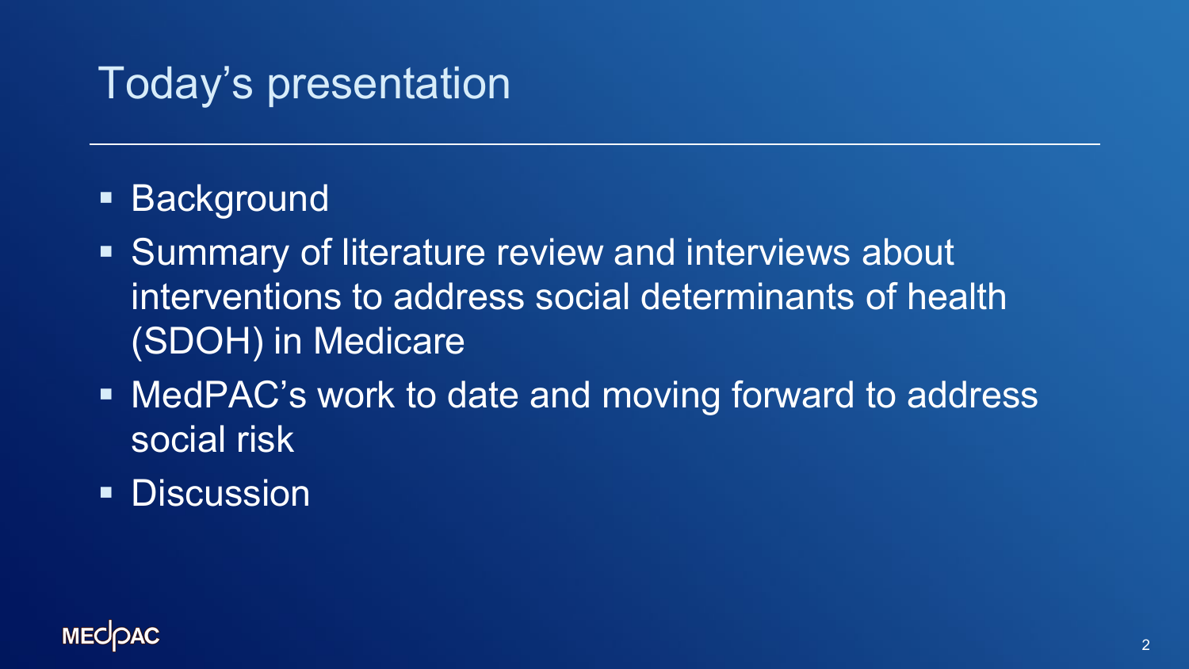# Today's presentation

- Background
- Summary of literature review and interviews about interventions to address social determinants of health (SDOH) in Medicare
- MedPAC's work to date and moving forward to address social risk
- Discussion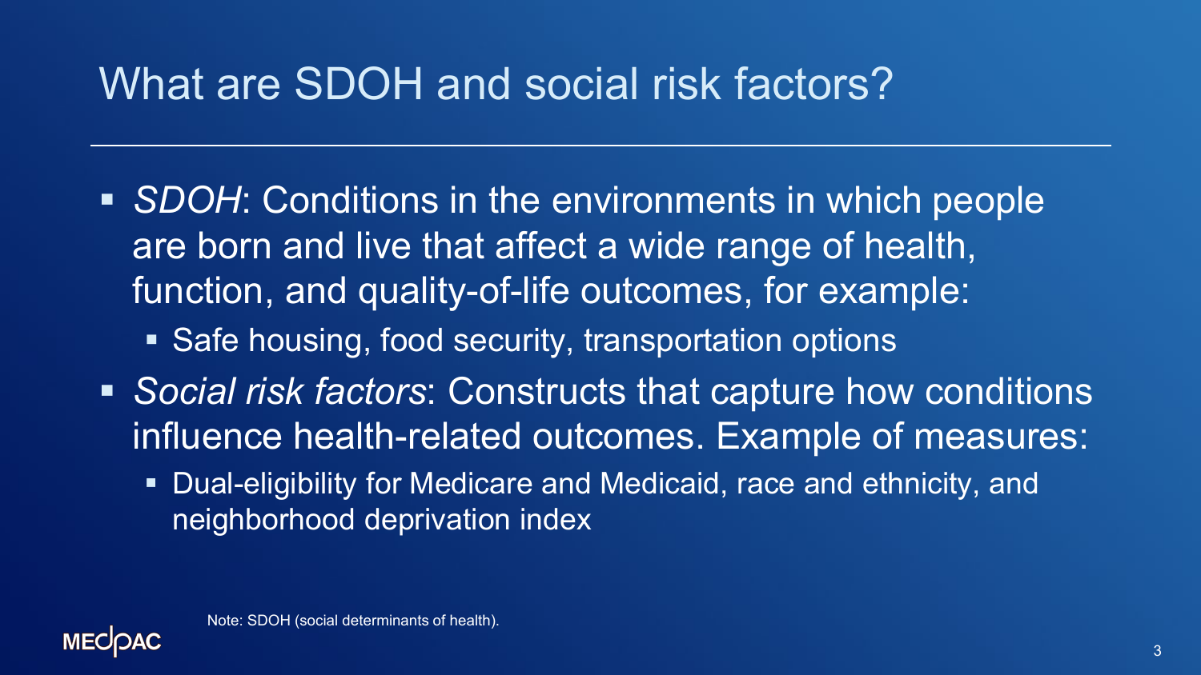# What are SDOH and social risk factors?

- *SDOH*: Conditions in the environments in which people are born and live that affect a wide range of health, function, and quality-of-life outcomes, for example:
  - Safe housing, food security, transportation options
- *Social risk factors*: Constructs that capture how conditions influence health-related outcomes. Example of measures:
  - Dual-eligibility for Medicare and Medicaid, race and ethnicity, and neighborhood deprivation index

Note: SDOH (social determinants of health).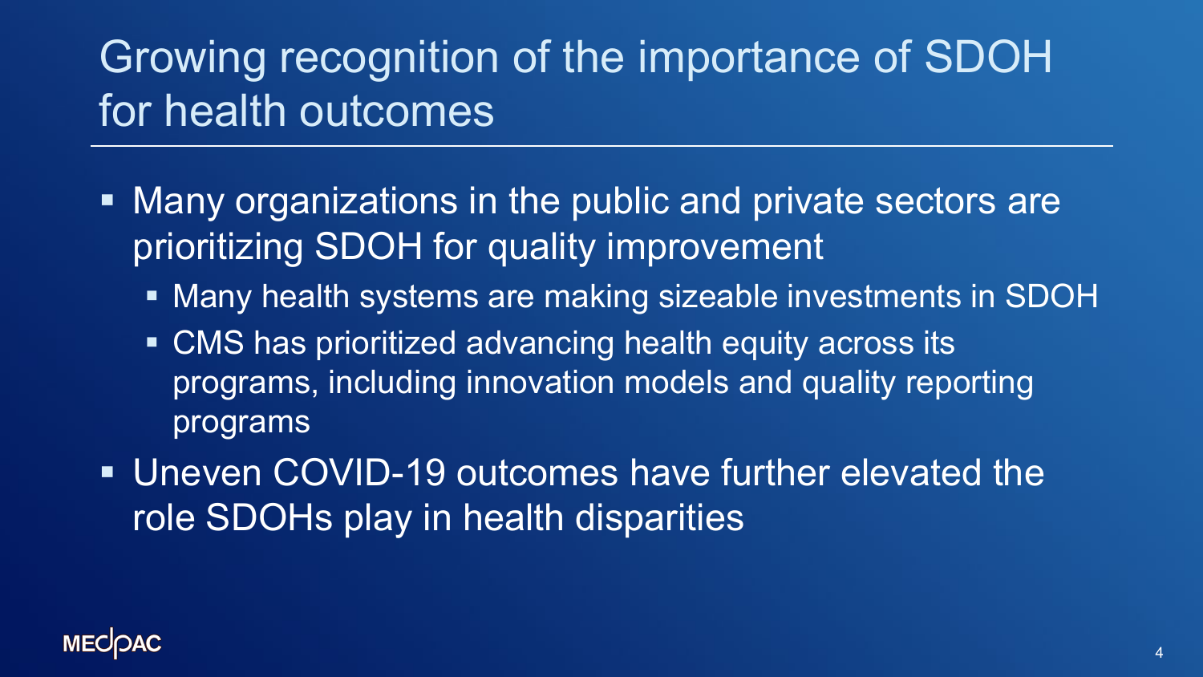# Growing recognition of the importance of SDOH for health outcomes

- Many organizations in the public and private sectors are prioritizing SDOH for quality improvement
  - Many health systems are making sizeable investments in SDOH
  - CMS has prioritized advancing health equity across its programs, including innovation models and quality reporting programs
- Uneven COVID-19 outcomes have further elevated the role SDOHs play in health disparities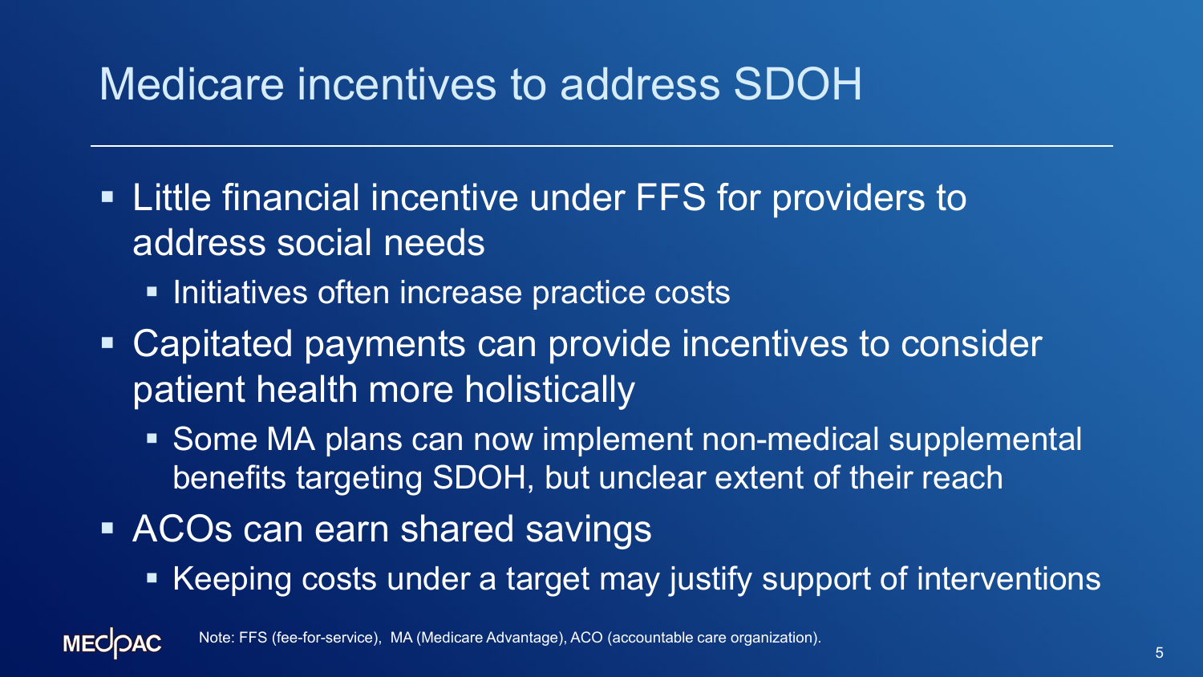# Medicare incentives to address SDOH

- Little financial incentive under FFS for providers to address social needs
  - Initiatives often increase practice costs
- Capitated payments can provide incentives to consider patient health more holistically
  - Some MA plans can now implement non-medical supplemental benefits targeting SDOH, but unclear extent of their reach
- ACOs can earn shared savings
  - Keeping costs under a target may justify support of interventions

Note: FFS (fee-for-service), MA (Medicare Advantage), ACO (accountable care organization).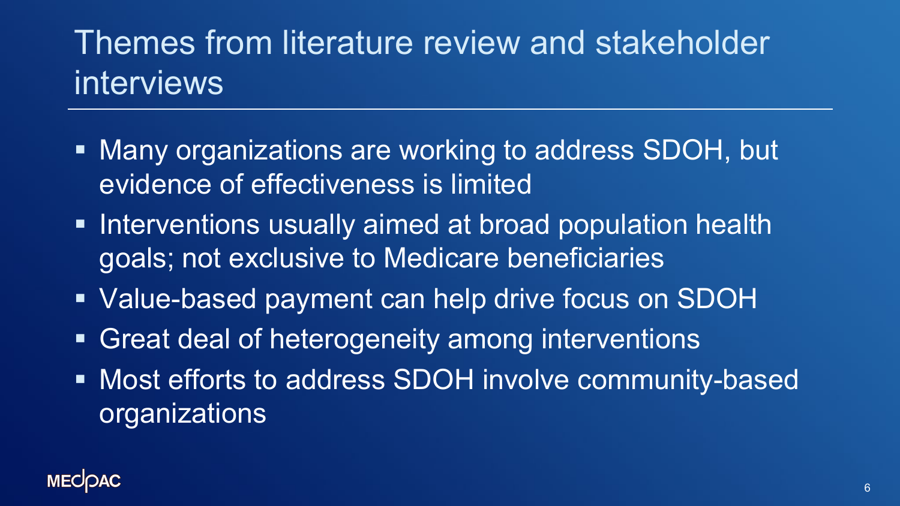# Themes from literature review and stakeholder interviews

- Many organizations are working to address SDOH, but evidence of effectiveness is limited
- Interventions usually aimed at broad population health goals; not exclusive to Medicare beneficiaries
- Value-based payment can help drive focus on SDOH
- Great deal of heterogeneity among interventions
- Most efforts to address SDOH involve community-based organizations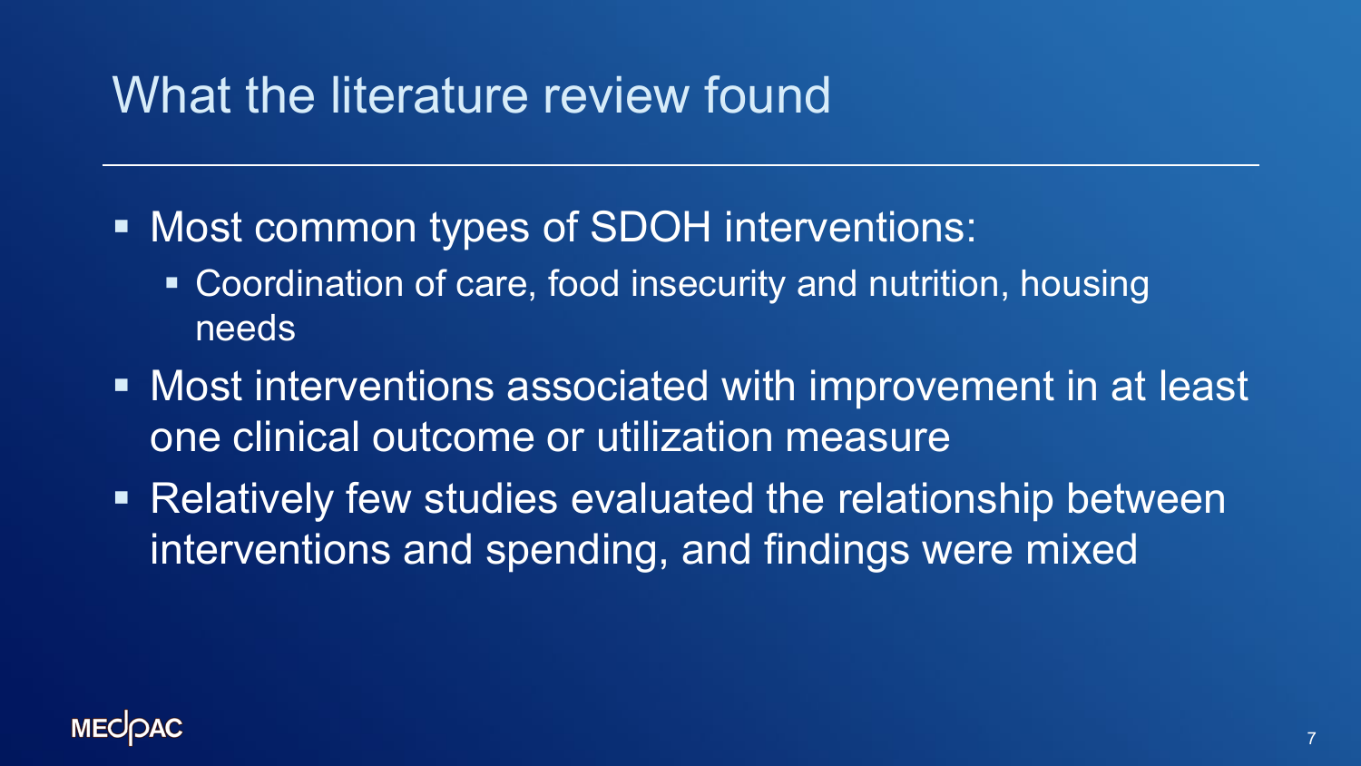# What the literature review found

- Most common types of SDOH interventions:
  - Coordination of care, food insecurity and nutrition, housing needs
- Most interventions associated with improvement in at least one clinical outcome or utilization measure
- Relatively few studies evaluated the relationship between interventions and spending, and findings were mixed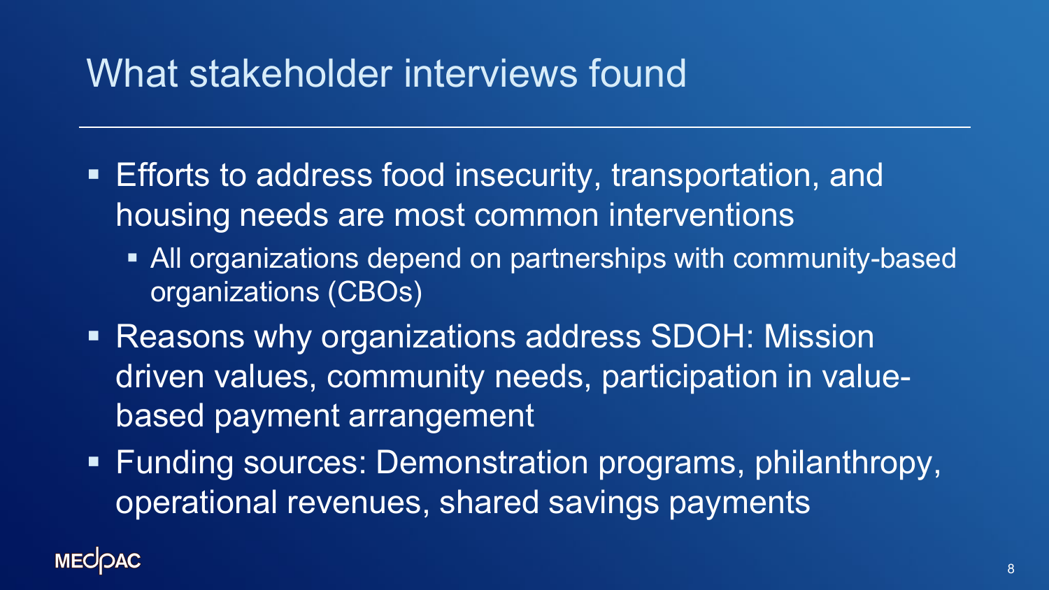# What stakeholder interviews found

- Efforts to address food insecurity, transportation, and housing needs are most common interventions
  - All organizations depend on partnerships with community-based organizations (CBOs)
- Reasons why organizations address SDOH: Mission driven values, community needs, participation in value-based payment arrangement
- Funding sources: Demonstration programs, philanthropy, operational revenues, shared savings payments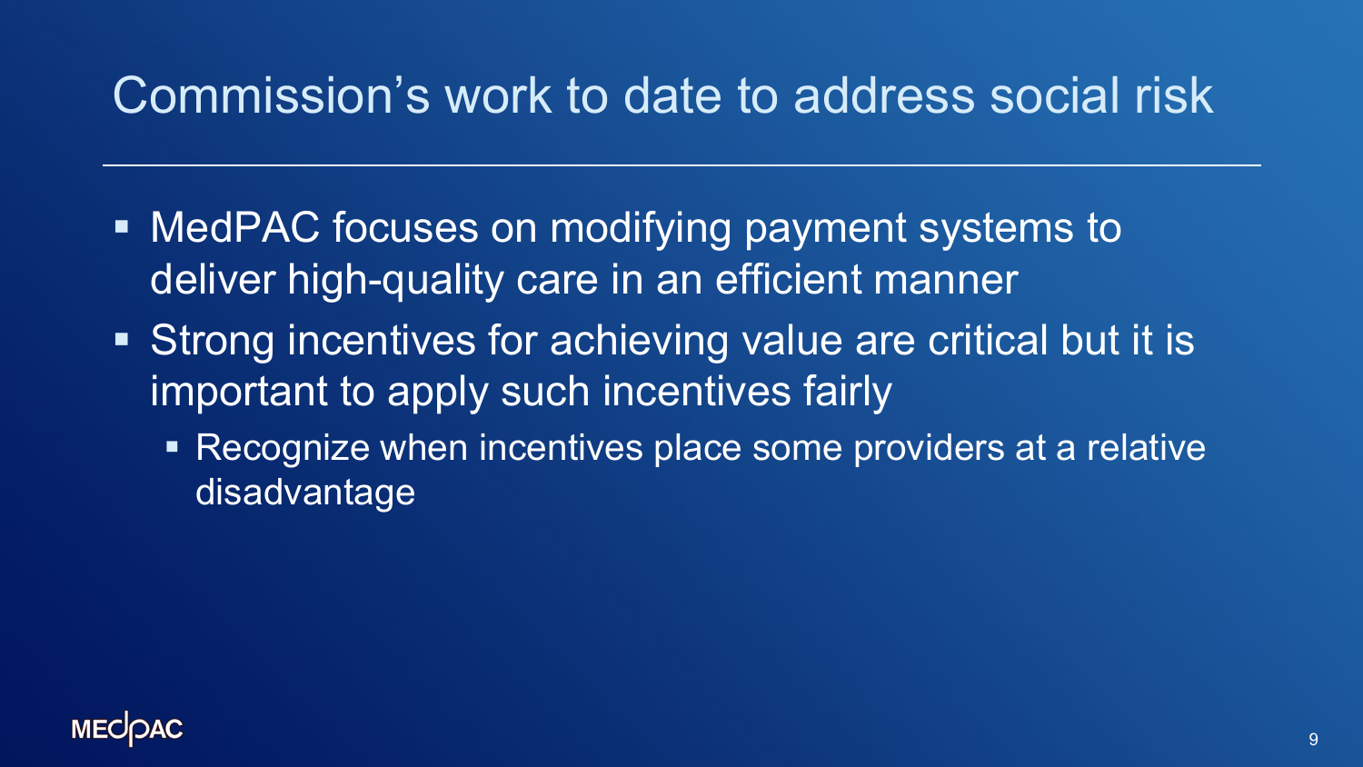# Commission's work to date to address social risk

- MedPAC focuses on modifying payment systems to deliver high-quality care in an efficient manner
- Strong incentives for achieving value are critical but it is important to apply such incentives fairly
  - Recognize when incentives place some providers at a relative disadvantage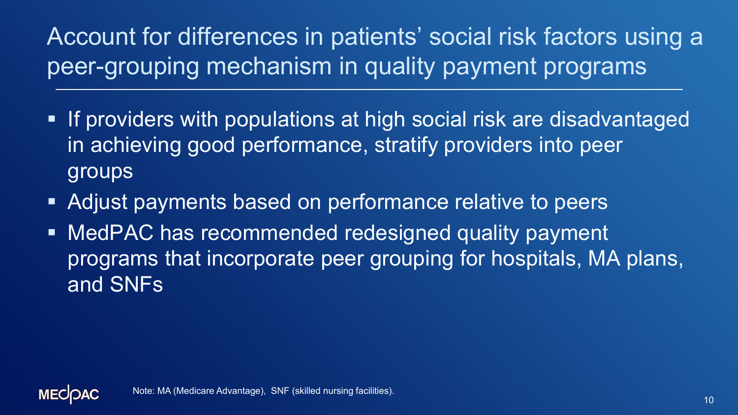# Account for differences in patients' social risk factors using a peer-grouping mechanism in quality payment programs

- If providers with populations at high social risk are disadvantaged in achieving good performance, stratify providers into peer groups
- Adjust payments based on performance relative to peers
- MedPAC has recommended redesigned quality payment programs that incorporate peer grouping for hospitals, MA plans, and SNFs

Note: MA (Medicare Advantage), SNF (skilled nursing facilities).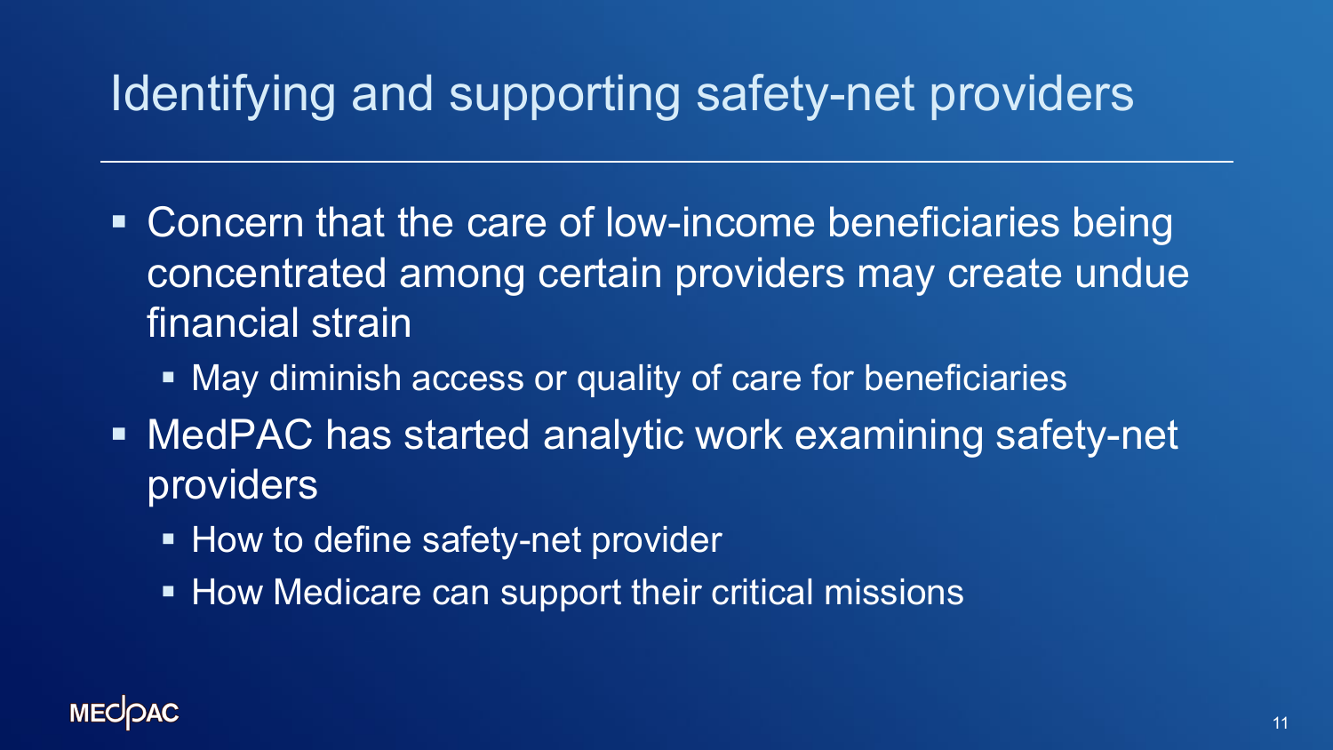# Identifying and supporting safety-net providers

- Concern that the care of low-income beneficiaries being concentrated among certain providers may create undue financial strain
  - May diminish access or quality of care for beneficiaries
- MedPAC has started analytic work examining safety-net providers
  - How to define safety-net provider
  - How Medicare can support their critical missions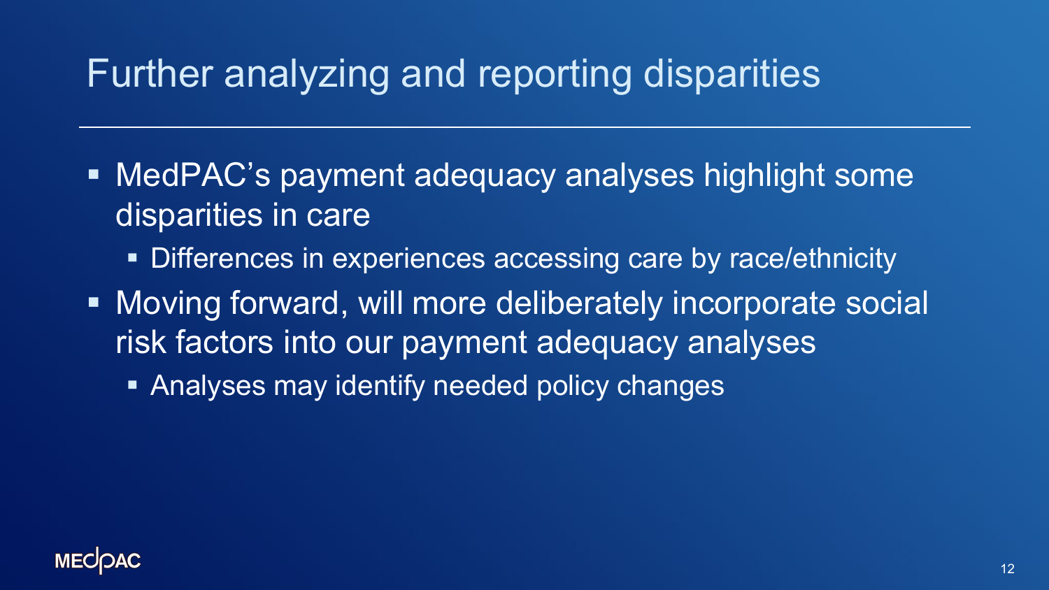# Further analyzing and reporting disparities

- MedPAC's payment adequacy analyses highlight some disparities in care
  - Differences in experiences accessing care by race/ethnicity
- Moving forward, will more deliberately incorporate social risk factors into our payment adequacy analyses
  - Analyses may identify needed policy changes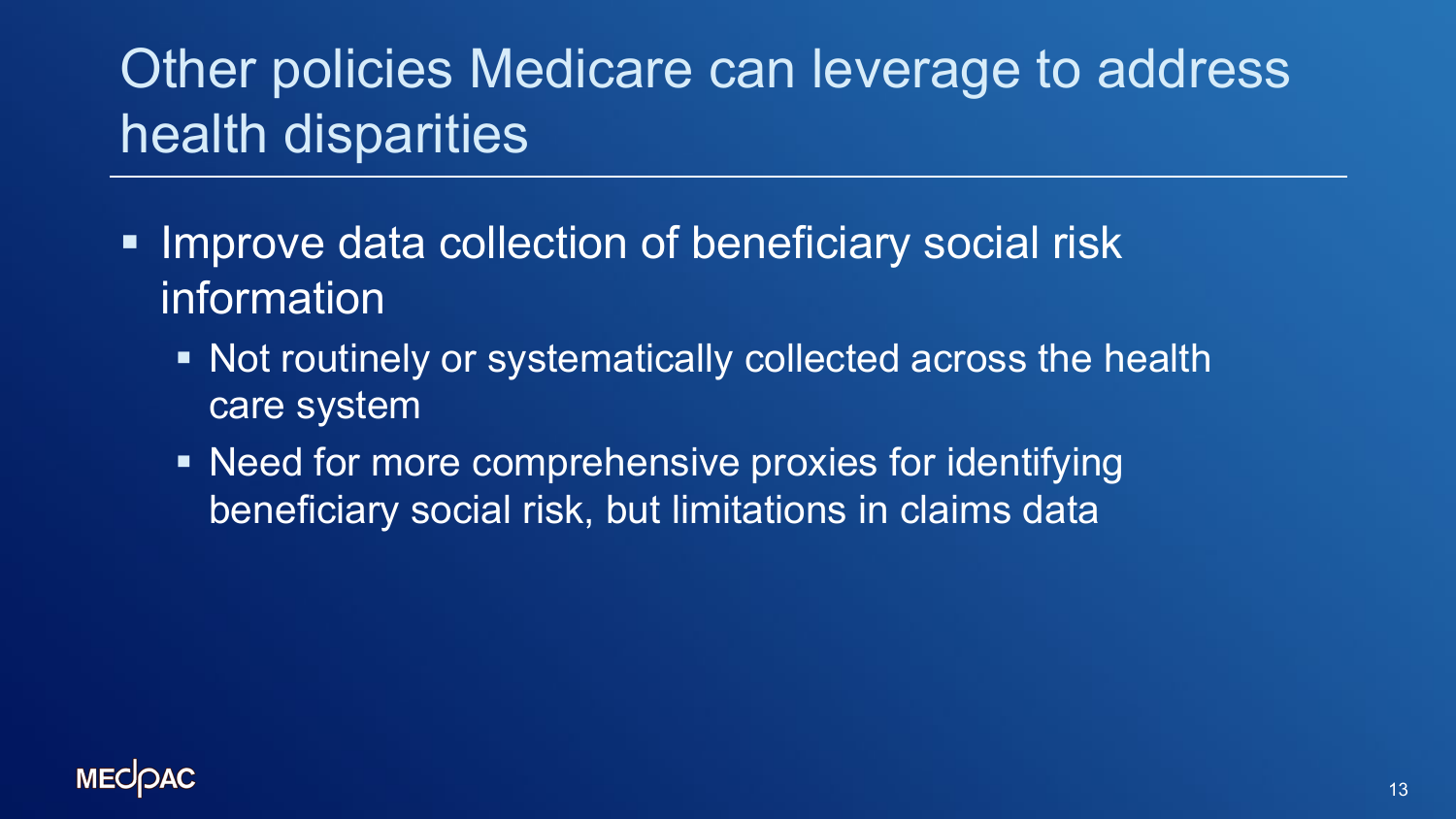# Other policies Medicare can leverage to address health disparities

- Improve data collection of beneficiary social risk information
  - Not routinely or systematically collected across the health care system
  - Need for more comprehensive proxies for identifying beneficiary social risk, but limitations in claims data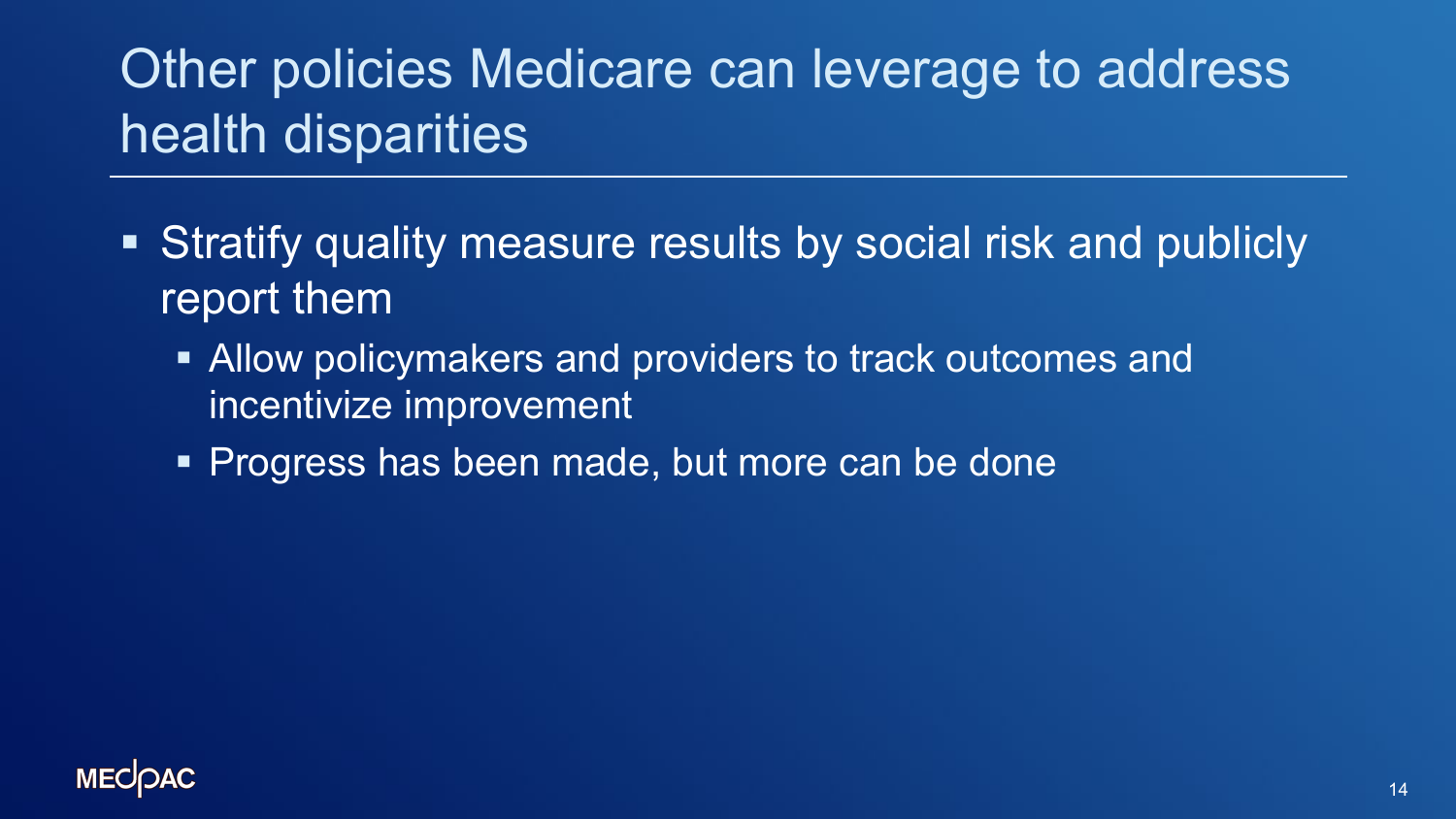# Other policies Medicare can leverage to address health disparities

- Stratify quality measure results by social risk and publicly report them
  - Allow policymakers and providers to track outcomes and incentivize improvement
  - Progress has been made, but more can be done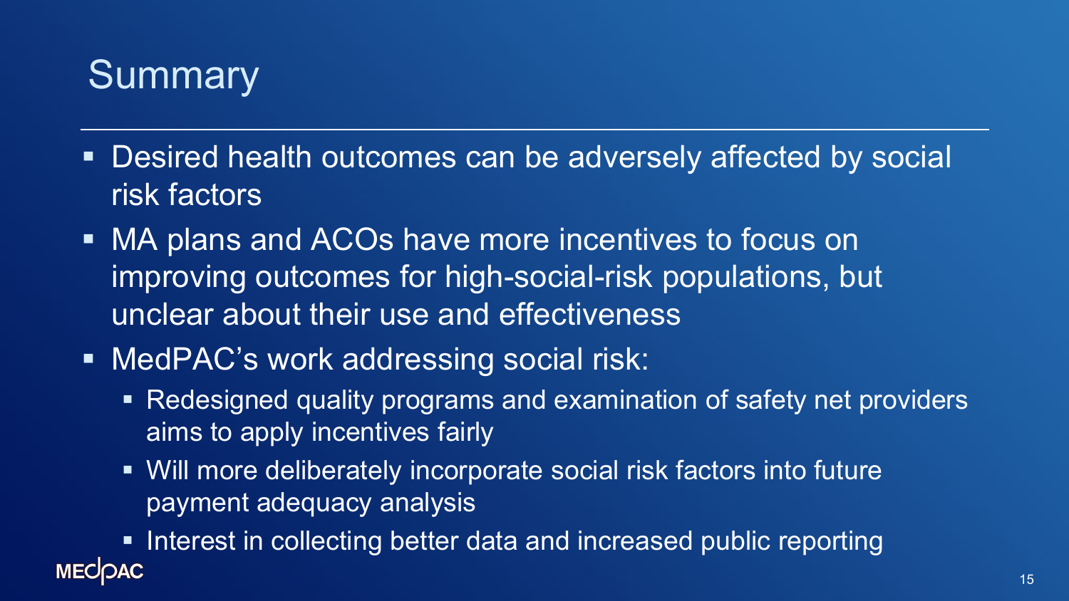# Summary

- Desired health outcomes can be adversely affected by social risk factors
- MA plans and ACOs have more incentives to focus on improving outcomes for high-social-risk populations, but unclear about their use and effectiveness
- MedPAC's work addressing social risk:
  - Redesigned quality programs and examination of safety net providers aims to apply incentives fairly
  - Will more deliberately incorporate social risk factors into future payment adequacy analysis
  - Interest in collecting better data and increased public reporting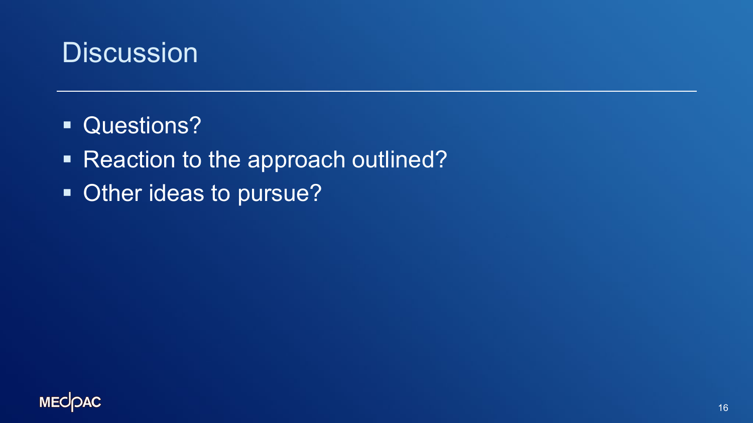# Discussion

- Questions?
- Reaction to the approach outlined?
- Other ideas to pursue?